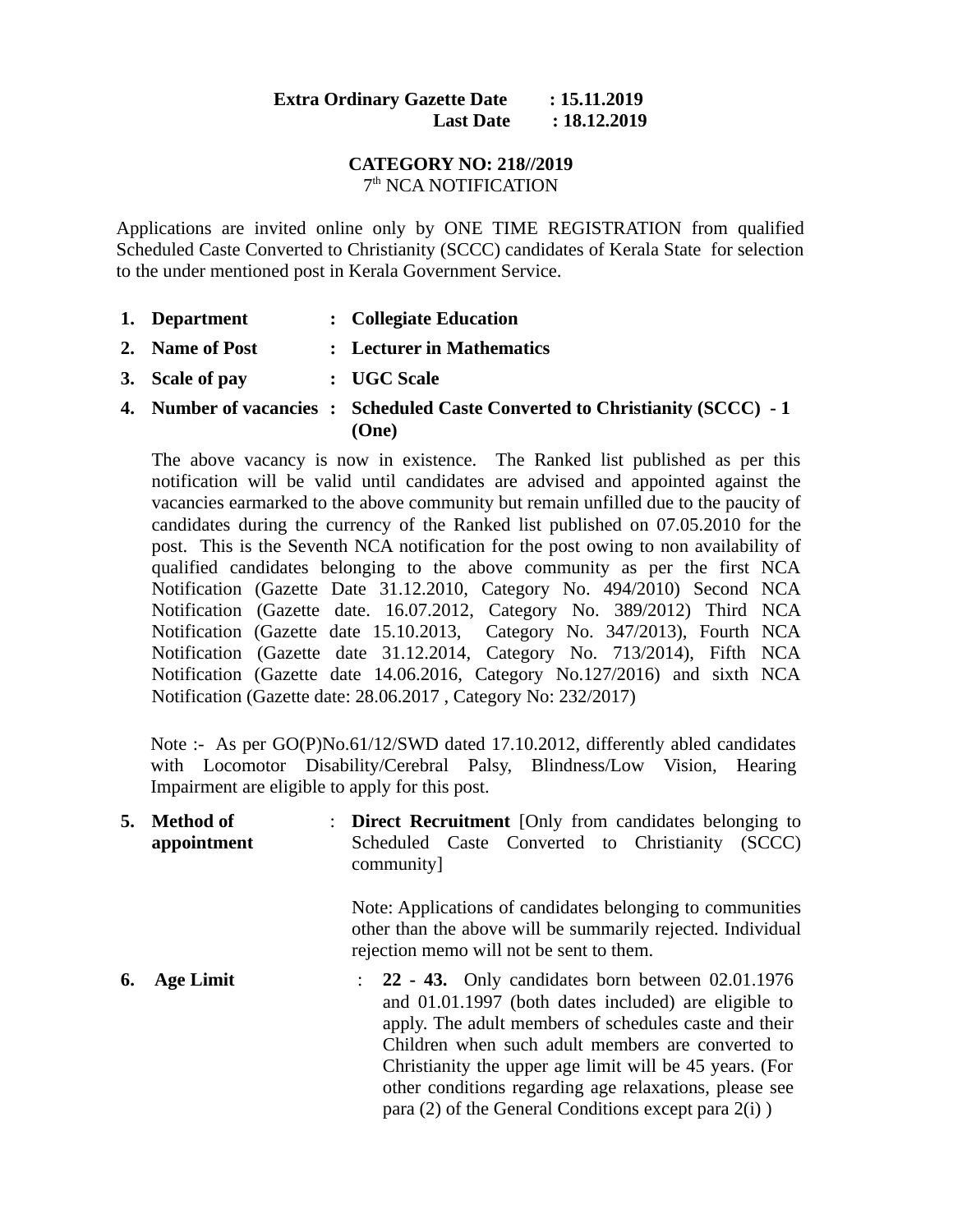**Extra Ordinary Gazette Date : 15.11.2019**
**Last Date : 18.12.2019**

**CATEGORY NO: 218//2019**
7th NCA NOTIFICATION

Applications are invited online only by ONE TIME REGISTRATION from qualified Scheduled Caste Converted to Christianity (SCCC) candidates of Kerala State for selection to the under mentioned post in Kerala Government Service.

1. **Department** : **Collegiate Education**
2. **Name of Post** : **Lecturer in Mathematics**
3. **Scale of pay** : **UGC Scale**
4. **Number of vacancies** : **Scheduled Caste Converted to Christianity (SCCC) - 1 (One)**

   The above vacancy is now in existence. The Ranked list published as per this notification will be valid until candidates are advised and appointed against the vacancies earmarked to the above community but remain unfilled due to the paucity of candidates during the currency of the Ranked list published on 07.05.2010 for the post. This is the Seventh NCA notification for the post owing to non availability of qualified candidates belonging to the above community as per the first NCA Notification (Gazette Date 31.12.2010, Category No. 494/2010) Second NCA Notification (Gazette date. 16.07.2012, Category No. 389/2012) Third NCA Notification (Gazette date 15.10.2013, Category No. 347/2013), Fourth NCA Notification (Gazette date 31.12.2014, Category No. 713/2014), Fifth NCA Notification (Gazette date 14.06.2016, Category No.127/2016) and sixth NCA Notification (Gazette date: 28.06.2017 , Category No: 232/2017)

   Note :- As per GO(P)No.61/12/SWD dated 17.10.2012, differently abled candidates with Locomotor Disability/Cerebral Palsy, Blindness/Low Vision, Hearing Impairment are eligible to apply for this post.

5. **Method of appointment** : **Direct Recruitment** [Only from candidates belonging to Scheduled Caste Converted to Christianity (SCCC) community]

   Note: Applications of candidates belonging to communities other than the above will be summarily rejected. Individual rejection memo will not be sent to them.

6. **Age Limit** : **22 - 43.** Only candidates born between 02.01.1976 and 01.01.1997 (both dates included) are eligible to apply. The adult members of schedules caste and their Children when such adult members are converted to Christianity the upper age limit will be 45 years. (For other conditions regarding age relaxations, please see para (2) of the General Conditions except para 2(i) )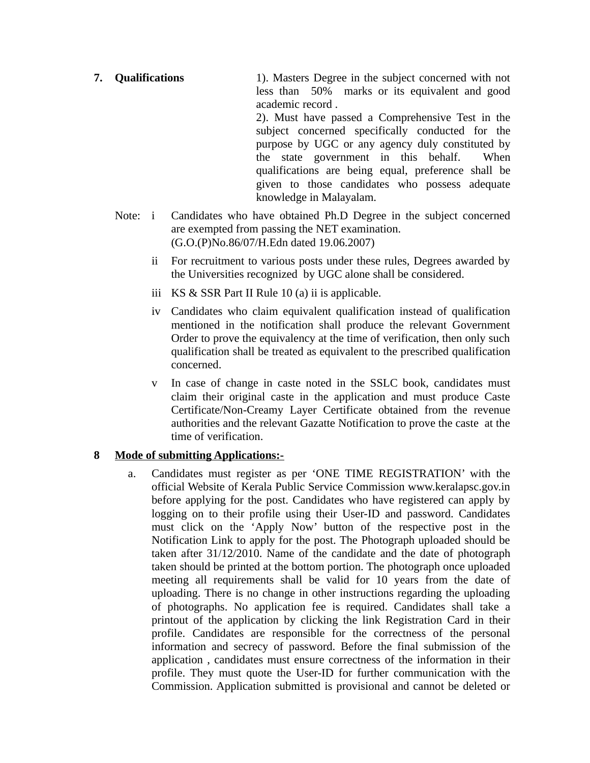**7. Qualifications**

1). Masters Degree in the subject concerned with not less than 50% marks or its equivalent and good academic record .

2). Must have passed a Comprehensive Test in the subject concerned specifically conducted for the purpose by UGC or any agency duly constituted by the state government in this behalf. When qualifications are being equal, preference shall be given to those candidates who possess adequate knowledge in Malayalam.

Note:

- i Candidates who have obtained Ph.D Degree in the subject concerned are exempted from passing the NET examination. (G.O.(P)No.86/07/H.Edn dated 19.06.2007)
- ii For recruitment to various posts under these rules, Degrees awarded by the Universities recognized by UGC alone shall be considered.
- iii KS & SSR Part II Rule 10 (a) ii is applicable.
- iv Candidates who claim equivalent qualification instead of qualification mentioned in the notification shall produce the relevant Government Order to prove the equivalency at the time of verification, then only such qualification shall be treated as equivalent to the prescribed qualification concerned.
- v In case of change in caste noted in the SSLC book, candidates must claim their original caste in the application and must produce Caste Certificate/Non-Creamy Layer Certificate obtained from the revenue authorities and the relevant Gazatte Notification to prove the caste at the time of verification.

**8 <u>Mode of submitting Applications:-</u>**

a. Candidates must register as per 'ONE TIME REGISTRATION' with the official Website of Kerala Public Service Commission www.keralapsc.gov.in before applying for the post. Candidates who have registered can apply by logging on to their profile using their User-ID and password. Candidates must click on the 'Apply Now' button of the respective post in the Notification Link to apply for the post. The Photograph uploaded should be taken after 31/12/2010. Name of the candidate and the date of photograph taken should be printed at the bottom portion. The photograph once uploaded meeting all requirements shall be valid for 10 years from the date of uploading. There is no change in other instructions regarding the uploading of photographs. No application fee is required. Candidates shall take a printout of the application by clicking the link Registration Card in their profile. Candidates are responsible for the correctness of the personal information and secrecy of password. Before the final submission of the application , candidates must ensure correctness of the information in their profile. They must quote the User-ID for further communication with the Commission. Application submitted is provisional and cannot be deleted or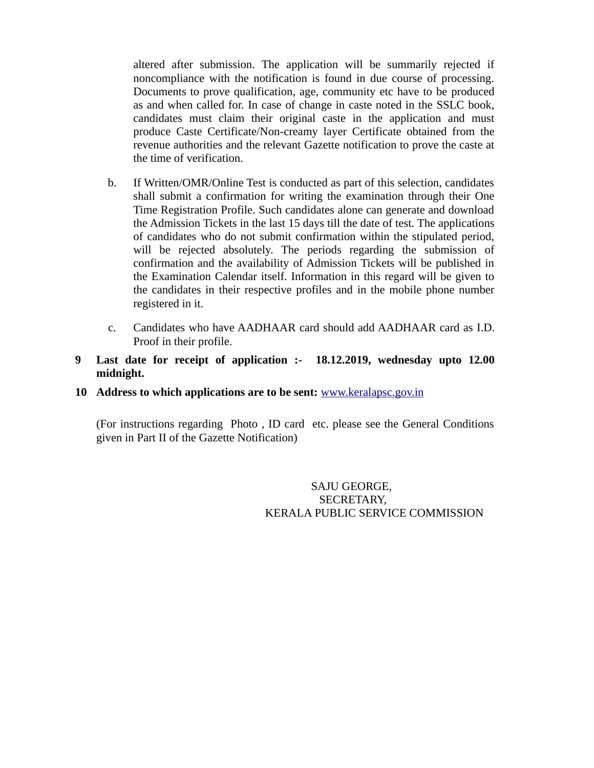altered after submission. The application will be summarily rejected if noncompliance with the notification is found in due course of processing. Documents to prove qualification, age, community etc have to be produced as and when called for. In case of change in caste noted in the SSLC book, candidates must claim their original caste in the application and must produce Caste Certificate/Non-creamy layer Certificate obtained from the revenue authorities and the relevant Gazette notification to prove the caste at the time of verification.

b. If Written/OMR/Online Test is conducted as part of this selection, candidates shall submit a confirmation for writing the examination through their One Time Registration Profile. Such candidates alone can generate and download the Admission Tickets in the last 15 days till the date of test. The applications of candidates who do not submit confirmation within the stipulated period, will be rejected absolutely. The periods regarding the submission of confirmation and the availability of Admission Tickets will be published in the Examination Calendar itself. Information in this regard will be given to the candidates in their respective profiles and in the mobile phone number registered in it.

c. Candidates who have AADHAAR card should add AADHAAR card as I.D. Proof in their profile.

**9 Last date for receipt of application :- 18.12.2019, wednesday upto 12.00 midnight.**

**10 Address to which applications are to be sent:** [www.keralapsc.gov.in](http://www.keralapsc.gov.in)

(For instructions regarding Photo , ID card etc. please see the General Conditions given in Part II of the Gazette Notification)

SAJU GEORGE,
SECRETARY,
KERALA PUBLIC SERVICE COMMISSION